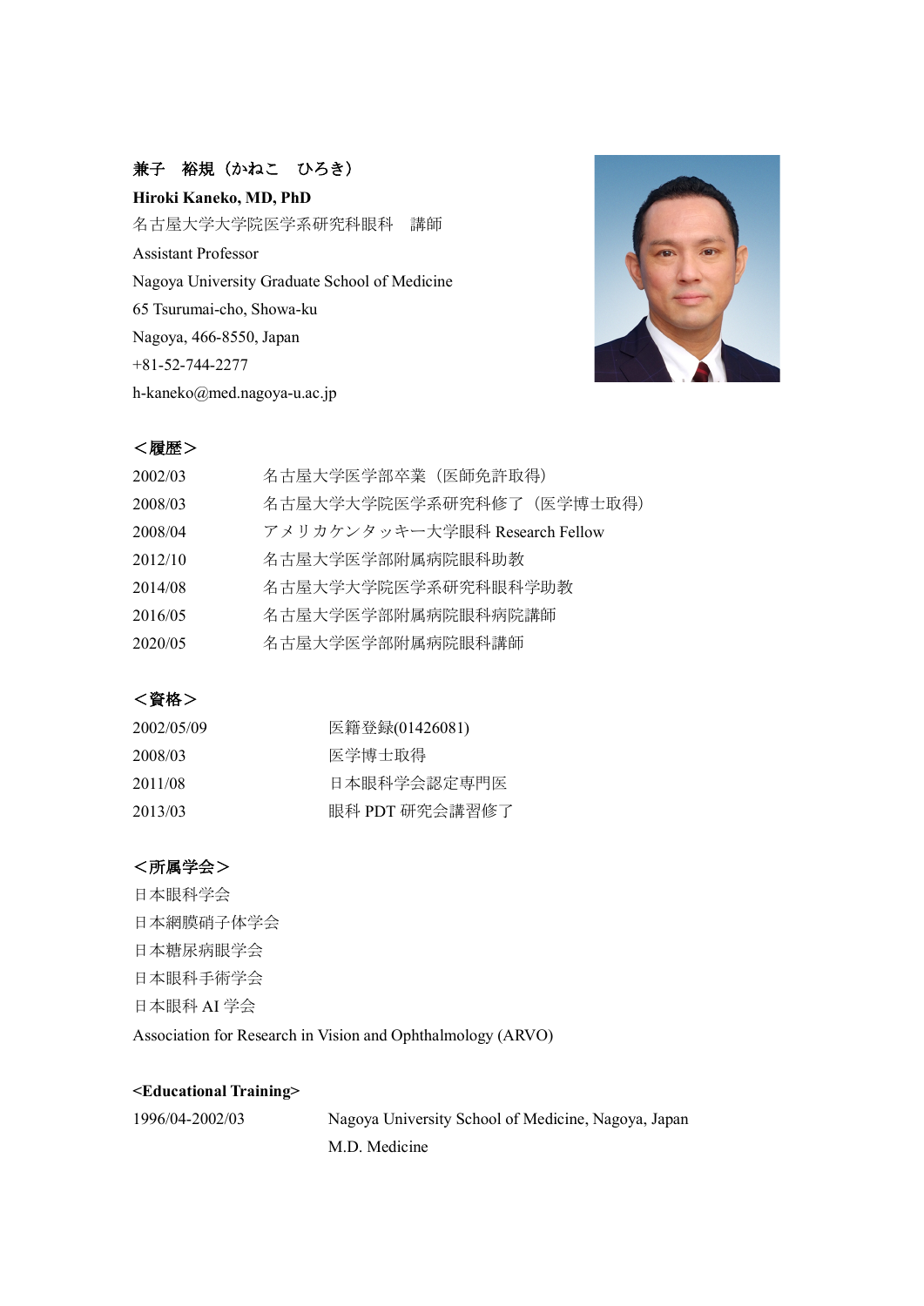**兼子　裕規（かねこ　ひろき）**

**Hiroki Kaneko, MD, PhD**

名古屋大学大学院医学系研究科眼科　講師

Assistant Professor

Nagoya University Graduate School of Medicine

65 Tsurumai-cho, Showa-ku

Nagoya, 466-8550, Japan

+81-52-744-2277

h-kaneko@med.nagoya-u.ac.jp

## ＜履歴＞

| | |
|---|---|
| 2002/03 | 名古屋大学医学部卒業（医師免許取得） |
| 2008/03 | 名古屋大学大学院医学系研究科修了（医学博士取得） |
| 2008/04 | アメリカケンタッキー大学眼科 Research Fellow |
| 2012/10 | 名古屋大学医学部附属病院眼科助教 |
| 2014/08 | 名古屋大学大学院医学系研究科眼科学助教 |
| 2016/05 | 名古屋大学医学部附属病院眼科病院講師 |
| 2020/05 | 名古屋大学医学部附属病院眼科講師 |

## ＜資格＞

| | |
|---|---|
| 2002/05/09 | 医籍登録(01426081) |
| 2008/03 | 医学博士取得 |
| 2011/08 | 日本眼科学会認定専門医 |
| 2013/03 | 眼科 PDT 研究会講習修了 |

## ＜所属学会＞

日本眼科学会

日本網膜硝子体学会

日本糖尿病眼学会

日本眼科手術学会

日本眼科 AI 学会

Association for Research in Vision and Ophthalmology (ARVO)

## <Educational Training>

| | |
|---|---|
| 1996/04-2002/03 | Nagoya University School of Medicine, Nagoya, Japan<br>M.D. Medicine |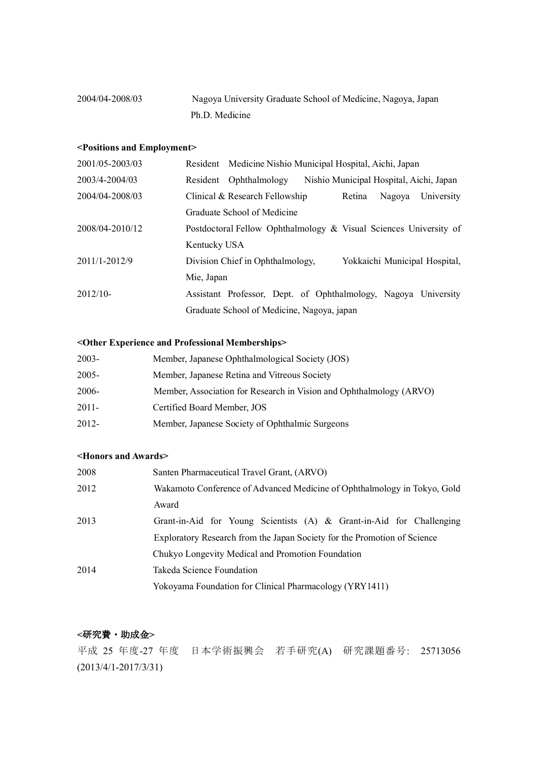2004/04-2008/03 Nagoya University Graduate School of Medicine, Nagoya, Japan
Ph.D. Medicine

**<Positions and Employment>**

| | |
|---|---|
| 2001/05-2003/03 | Resident Medicine Nishio Municipal Hospital, Aichi, Japan |
| 2003/4-2004/03 | Resident Ophthalmology Nishio Municipal Hospital, Aichi, Japan |
| 2004/04-2008/03 | Clinical & Research Fellowship Retina Nagoya University Graduate School of Medicine |
| 2008/04-2010/12 | Postdoctoral Fellow Ophthalmology & Visual Sciences University of Kentucky USA |
| 2011/1-2012/9 | Division Chief in Ophthalmology, Yokkaichi Municipal Hospital, Mie, Japan |
| 2012/10- | Assistant Professor, Dept. of Ophthalmology, Nagoya University Graduate School of Medicine, Nagoya, japan |

**<Other Experience and Professional Memberships>**

| | |
|---|---|
| 2003- | Member, Japanese Ophthalmological Society (JOS) |
| 2005- | Member, Japanese Retina and Vitreous Society |
| 2006- | Member, Association for Research in Vision and Ophthalmology (ARVO) |
| 2011- | Certified Board Member, JOS |
| 2012- | Member, Japanese Society of Ophthalmic Surgeons |

**<Honors and Awards>**

| | |
|---|---|
| 2008 | Santen Pharmaceutical Travel Grant, (ARVO) |
| 2012 | Wakamoto Conference of Advanced Medicine of Ophthalmology in Tokyo, Gold Award |
| 2013 | Grant-in-Aid for Young Scientists (A) & Grant-in-Aid for Challenging Exploratory Research from the Japan Society for the Promotion of Science<br>Chukyo Longevity Medical and Promotion Foundation |
| 2014 | Takeda Science Foundation<br>Yokoyama Foundation for Clinical Pharmacology (YRY1411) |

**<研究費・助成金>**

平成 25 年度-27 年度 日本学術振興会 若手研究(A) 研究課題番号: 25713056 (2013/4/1-2017/3/31)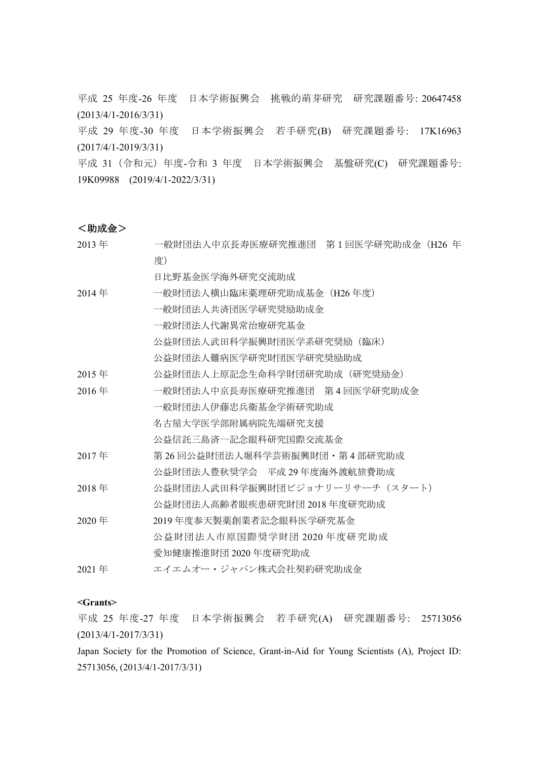平成 25 年度-26 年度　日本学術振興会　挑戦的萌芽研究　研究課題番号: 20647458 (2013/4/1-2016/3/31)

平成 29 年度-30 年度　日本学術振興会　若手研究(B)　研究課題番号: 17K16963 (2017/4/1-2019/3/31)

平成 31（令和元）年度-令和 3 年度　日本学術振興会　基盤研究(C)　研究課題番号: 19K09988　(2019/4/1-2022/3/31)

## ＜助成金＞

| | |
|---|---|
| 2013 年 | 一般財団法人中京長寿医療研究推進団　第 1 回医学研究助成金（H26 年度） |
| | 日比野基金医学海外研究交流助成 |
| 2014 年 | 一般財団法人横山臨床薬理研究助成基金（H26 年度） |
| | 一般財団法人共済団医学研究奨励助成金 |
| | 一般財団法人代謝異常治療研究基金 |
| | 公益財団法人武田科学振興財団医学系研究奨励（臨床） |
| | 公益財団法人難病医学研究財団医学研究奨励助成 |
| 2015 年 | 公益財団法人上原記念生命科学財団研究助成（研究奨励金） |
| 2016 年 | 一般財団法人中京長寿医療研究推進団　第 4 回医学研究助成金 |
| | 一般財団法人伊藤忠兵衛基金学術研究助成 |
| | 名古屋大学医学部附属病院先端研究支援 |
| | 公益信託三島済一記念眼科研究国際交流基金 |
| 2017 年 | 第 26 回公益財団法人堀科学芸術振興財団・第 4 部研究助成 |
| | 公益財団法人豊秋奨学会　平成 29 年度海外渡航旅費助成 |
| 2018 年 | 公益財団法人武田科学振興財団ビジョナリーリサーチ（スタート） |
| | 公益財団法人高齢者眼疾患研究財団 2018 年度研究助成 |
| 2020 年 | 2019 年度参天製薬創業者記念眼科医学研究基金 |
| | 公益財団法人市原国際奨学財団 2020 年度研究助成 |
| | 愛知健康推進財団 2020 年度研究助成 |
| 2021 年 | エイエムオー・ジャパン株式会社契約研究助成金 |

**<Grants>**

平成 25 年度-27 年度　日本学術振興会　若手研究(A)　研究課題番号: 25713056 (2013/4/1-2017/3/31)

Japan Society for the Promotion of Science, Grant-in-Aid for Young Scientists (A), Project ID: 25713056, (2013/4/1-2017/3/31)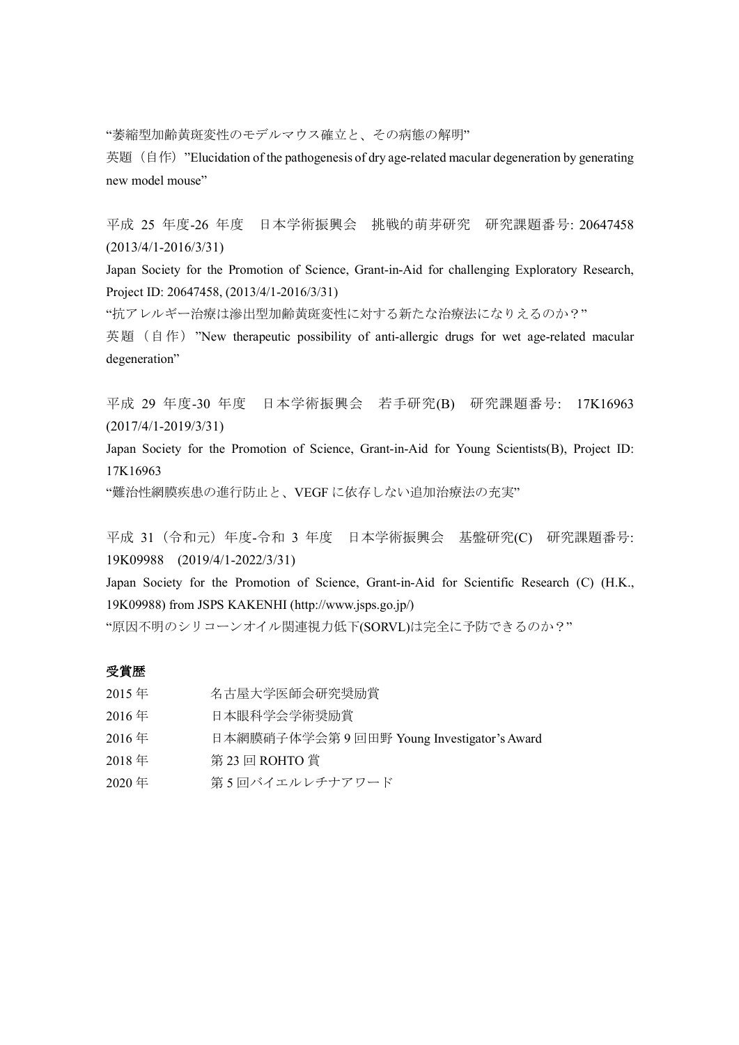"萎縮型加齢黄斑変性のモデルマウス確立と、その病態の解明"

英題（自作）"Elucidation of the pathogenesis of dry age-related macular degeneration by generating new model mouse"

平成 25 年度-26 年度　日本学術振興会　挑戦的萌芽研究　研究課題番号: 20647458 (2013/4/1-2016/3/31)

Japan Society for the Promotion of Science, Grant-in-Aid for challenging Exploratory Research, Project ID: 20647458, (2013/4/1-2016/3/31)

"抗アレルギー治療は滲出型加齢黄斑変性に対する新たな治療法になりえるのか？"

英題（自作）"New therapeutic possibility of anti-allergic drugs for wet age-related macular degeneration"

平成 29 年度-30 年度　日本学術振興会　若手研究(B)　研究課題番号: 17K16963 (2017/4/1-2019/3/31)

Japan Society for the Promotion of Science, Grant-in-Aid for Young Scientists(B), Project ID: 17K16963

"難治性網膜疾患の進行防止と、VEGF に依存しない追加治療法の充実"

平成 31（令和元）年度-令和 3 年度　日本学術振興会　基盤研究(C)　研究課題番号: 19K09988　(2019/4/1-2022/3/31)

Japan Society for the Promotion of Science, Grant-in-Aid for Scientific Research (C) (H.K., 19K09988) from JSPS KAKENHI (http://www.jsps.go.jp/)

"原因不明のシリコーンオイル関連視力低下(SORVL)は完全に予防できるのか？"

**受賞歴**

2015 年　　名古屋大学医師会研究奨励賞

2016 年　　日本眼科学会学術奨励賞

2016 年　　日本網膜硝子体学会第 9 回田野 Young Investigator's Award

2018 年　　第 23 回 ROHTO 賞

2020 年　　第 5 回バイエルレチナアワード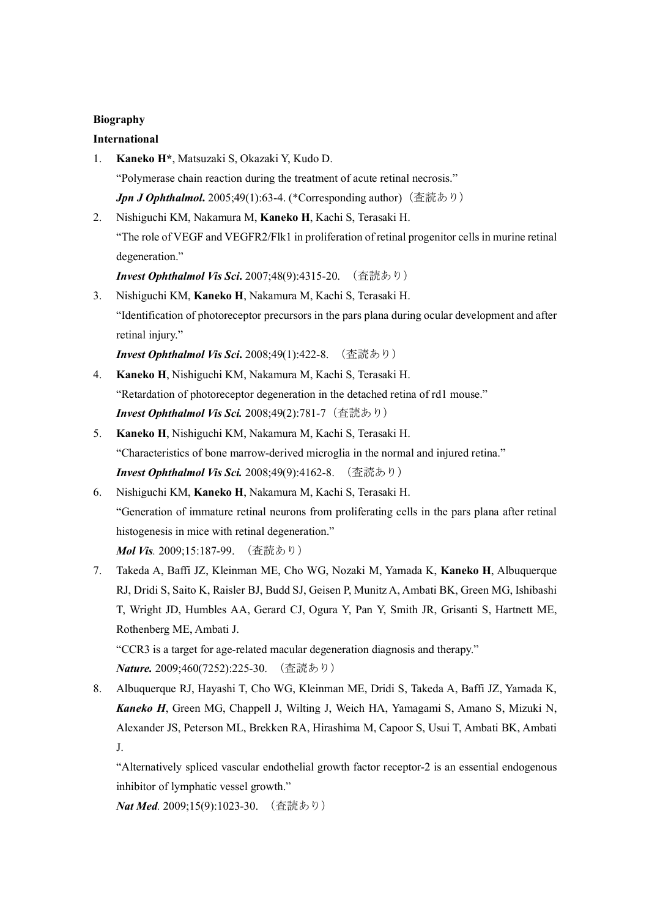**Biography**

**International**

1. **Kaneko H***, Matsuzaki S, Okazaki Y, Kudo D.
   "Polymerase chain reaction during the treatment of acute retinal necrosis."
   ***Jpn J Ophthalmol*.** 2005;49(1):63-4. (*Corresponding author)（査読あり）
2. Nishiguchi KM, Nakamura M, **Kaneko H**, Kachi S, Terasaki H.
   "The role of VEGF and VEGFR2/Flk1 in proliferation of retinal progenitor cells in murine retinal degeneration."
   ***Invest Ophthalmol Vis Sci*.** 2007;48(9):4315-20. （査読あり）
3. Nishiguchi KM, **Kaneko H**, Nakamura M, Kachi S, Terasaki H.
   "Identification of photoreceptor precursors in the pars plana during ocular development and after retinal injury."
   ***Invest Ophthalmol Vis Sci*.** 2008;49(1):422-8. （査読あり）
4. **Kaneko H**, Nishiguchi KM, Nakamura M, Kachi S, Terasaki H.
   "Retardation of photoreceptor degeneration in the detached retina of rd1 mouse."
   ***Invest Ophthalmol Vis Sci.*** 2008;49(2):781-7（査読あり）
5. **Kaneko H**, Nishiguchi KM, Nakamura M, Kachi S, Terasaki H.
   "Characteristics of bone marrow-derived microglia in the normal and injured retina."
   ***Invest Ophthalmol Vis Sci.*** 2008;49(9):4162-8. （査読あり）
6. Nishiguchi KM, **Kaneko H**, Nakamura M, Kachi S, Terasaki H.
   "Generation of immature retinal neurons from proliferating cells in the pars plana after retinal histogenesis in mice with retinal degeneration."
   ***Mol Vis*.** 2009;15:187-99. （査読あり）
7. Takeda A, Baffi JZ, Kleinman ME, Cho WG, Nozaki M, Yamada K, **Kaneko H**, Albuquerque RJ, Dridi S, Saito K, Raisler BJ, Budd SJ, Geisen P, Munitz A, Ambati BK, Green MG, Ishibashi T, Wright JD, Humbles AA, Gerard CJ, Ogura Y, Pan Y, Smith JR, Grisanti S, Hartnett ME, Rothenberg ME, Ambati J.
   "CCR3 is a target for age-related macular degeneration diagnosis and therapy."
   ***Nature.*** 2009;460(7252):225-30. （査読あり）
8. Albuquerque RJ, Hayashi T, Cho WG, Kleinman ME, Dridi S, Takeda A, Baffi JZ, Yamada K, ***Kaneko H***, Green MG, Chappell J, Wilting J, Weich HA, Yamagami S, Amano S, Mizuki N, Alexander JS, Peterson ML, Brekken RA, Hirashima M, Capoor S, Usui T, Ambati BK, Ambati J.
   "Alternatively spliced vascular endothelial growth factor receptor-2 is an essential endogenous inhibitor of lymphatic vessel growth."
   ***Nat Med*.** 2009;15(9):1023-30. （査読あり）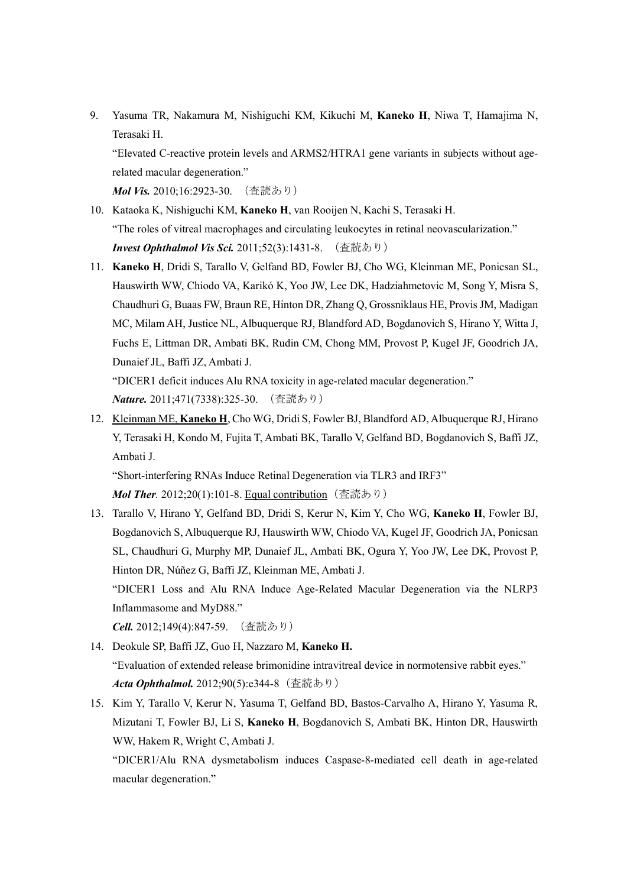9. Yasuma TR, Nakamura M, Nishiguchi KM, Kikuchi M, **Kaneko H**, Niwa T, Hamajima N, Terasaki H.
   "Elevated C-reactive protein levels and ARMS2/HTRA1 gene variants in subjects without age-related macular degeneration."
   ***Mol Vis.*** 2010;16:2923-30. （査読あり）

10. Kataoka K, Nishiguchi KM, **Kaneko H**, van Rooijen N, Kachi S, Terasaki H.
    "The roles of vitreal macrophages and circulating leukocytes in retinal neovascularization."
    ***Invest Ophthalmol Vis Sci.*** 2011;52(3):1431-8. （査読あり）

11. **Kaneko H**, Dridi S, Tarallo V, Gelfand BD, Fowler BJ, Cho WG, Kleinman ME, Ponicsan SL, Hauswirth WW, Chiodo VA, Karikó K, Yoo JW, Lee DK, Hadziahmetovic M, Song Y, Misra S, Chaudhuri G, Buaas FW, Braun RE, Hinton DR, Zhang Q, Grossniklaus HE, Provis JM, Madigan MC, Milam AH, Justice NL, Albuquerque RJ, Blandford AD, Bogdanovich S, Hirano Y, Witta J, Fuchs E, Littman DR, Ambati BK, Rudin CM, Chong MM, Provost P, Kugel JF, Goodrich JA, Dunaief JL, Baffi JZ, Ambati J.
    "DICER1 deficit induces Alu RNA toxicity in age-related macular degeneration."
    ***Nature.*** 2011;471(7338):325-30. （査読あり）

12. <u>Kleinman ME, **Kaneko H**</u>, Cho WG, Dridi S, Fowler BJ, Blandford AD, Albuquerque RJ, Hirano Y, Terasaki H, Kondo M, Fujita T, Ambati BK, Tarallo V, Gelfand BD, Bogdanovich S, Baffi JZ, Ambati J.
    "Short-interfering RNAs Induce Retinal Degeneration via TLR3 and IRF3"
    ***Mol Ther.*** 2012;20(1):101-8. <u>Equal contribution</u>（査読あり）

13. Tarallo V, Hirano Y, Gelfand BD, Dridi S, Kerur N, Kim Y, Cho WG, **Kaneko H**, Fowler BJ, Bogdanovich S, Albuquerque RJ, Hauswirth WW, Chiodo VA, Kugel JF, Goodrich JA, Ponicsan SL, Chaudhuri G, Murphy MP, Dunaief JL, Ambati BK, Ogura Y, Yoo JW, Lee DK, Provost P, Hinton DR, Núñez G, Baffi JZ, Kleinman ME, Ambati J.
    "DICER1 Loss and Alu RNA Induce Age-Related Macular Degeneration via the NLRP3 Inflammasome and MyD88."
    ***Cell.*** 2012;149(4):847-59. （査読あり）

14. Deokule SP, Baffi JZ, Guo H, Nazzaro M, **Kaneko H.**
    "Evaluation of extended release brimonidine intravitreal device in normotensive rabbit eyes."
    ***Acta Ophthalmol.*** 2012;90(5):e344-8（査読あり）

15. Kim Y, Tarallo V, Kerur N, Yasuma T, Gelfand BD, Bastos-Carvalho A, Hirano Y, Yasuma R, Mizutani T, Fowler BJ, Li S, **Kaneko H**, Bogdanovich S, Ambati BK, Hinton DR, Hauswirth WW, Hakem R, Wright C, Ambati J.
    "DICER1/Alu RNA dysmetabolism induces Caspase-8-mediated cell death in age-related macular degeneration."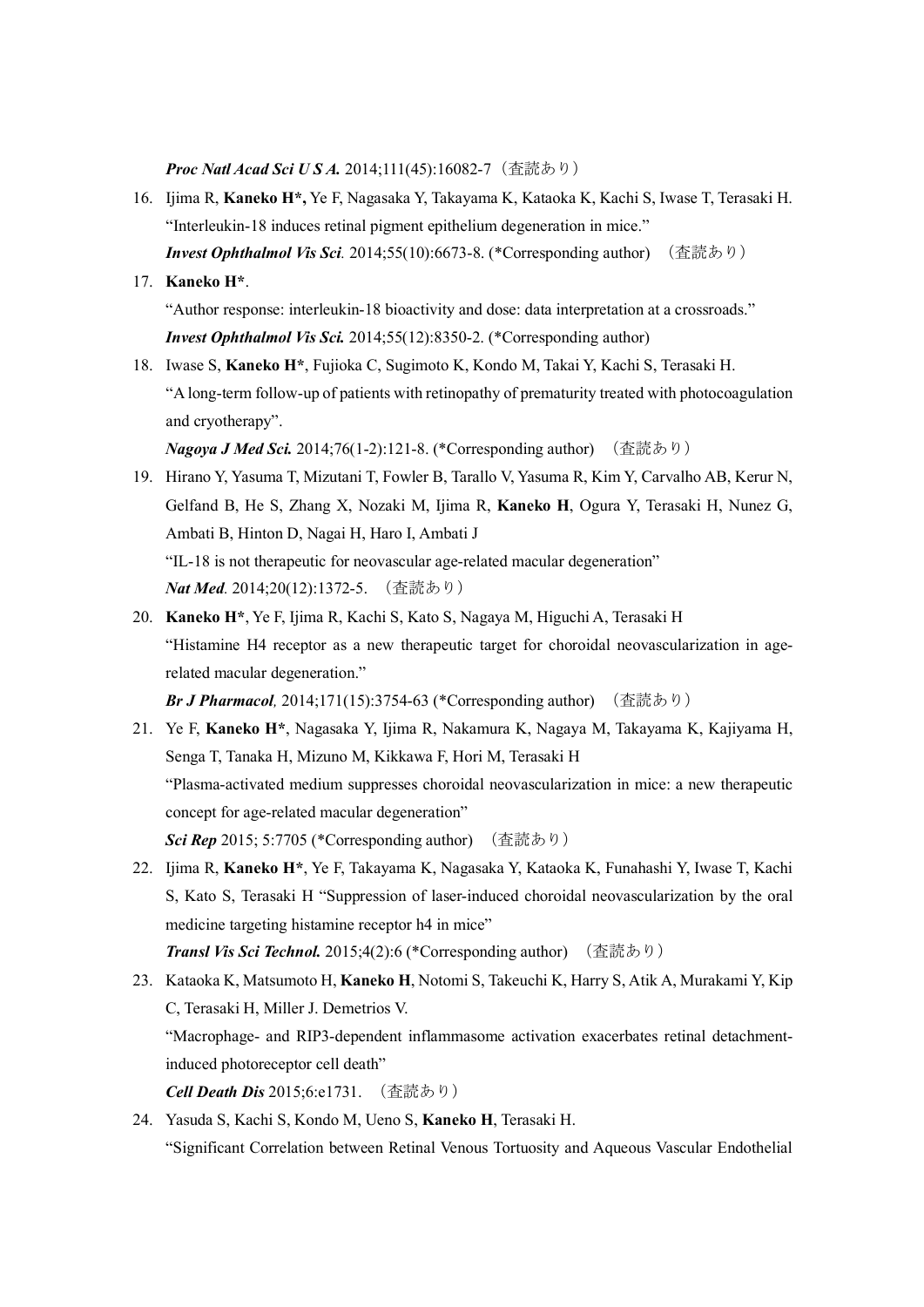*Proc Natl Acad Sci U S A.* 2014;111(45):16082-7（査読あり）

16. Ijima R, **Kaneko H\*,** Ye F, Nagasaka Y, Takayama K, Kataoka K, Kachi S, Iwase T, Terasaki H. "Interleukin-18 induces retinal pigment epithelium degeneration in mice." ***Invest Ophthalmol Vis Sci.*** 2014;55(10):6673-8. (*Corresponding author) （査読あり）
17. **Kaneko H\***. "Author response: interleukin-18 bioactivity and dose: data interpretation at a crossroads." ***Invest Ophthalmol Vis Sci.*** 2014;55(12):8350-2. (*Corresponding author)
18. Iwase S, **Kaneko H\***, Fujioka C, Sugimoto K, Kondo M, Takai Y, Kachi S, Terasaki H. "A long-term follow-up of patients with retinopathy of prematurity treated with photocoagulation and cryotherapy". ***Nagoya J Med Sci.*** 2014;76(1-2):121-8. (*Corresponding author) （査読あり）
19. Hirano Y, Yasuma T, Mizutani T, Fowler B, Tarallo V, Yasuma R, Kim Y, Carvalho AB, Kerur N, Gelfand B, He S, Zhang X, Nozaki M, Ijima R, **Kaneko H**, Ogura Y, Terasaki H, Nunez G, Ambati B, Hinton D, Nagai H, Haro I, Ambati J "IL-18 is not therapeutic for neovascular age-related macular degeneration" ***Nat Med.*** 2014;20(12):1372-5. （査読あり）
20. **Kaneko H\***, Ye F, Ijima R, Kachi S, Kato S, Nagaya M, Higuchi A, Terasaki H "Histamine H4 receptor as a new therapeutic target for choroidal neovascularization in age-related macular degeneration." ***Br J Pharmacol,*** 2014;171(15):3754-63 (*Corresponding author) （査読あり）
21. Ye F, **Kaneko H\***, Nagasaka Y, Ijima R, Nakamura K, Nagaya M, Takayama K, Kajiyama H, Senga T, Tanaka H, Mizuno M, Kikkawa F, Hori M, Terasaki H "Plasma-activated medium suppresses choroidal neovascularization in mice: a new therapeutic concept for age-related macular degeneration" ***Sci Rep*** 2015; 5:7705 (*Corresponding author) （査読あり）
22. Ijima R, **Kaneko H\***, Ye F, Takayama K, Nagasaka Y, Kataoka K, Funahashi Y, Iwase T, Kachi S, Kato S, Terasaki H "Suppression of laser-induced choroidal neovascularization by the oral medicine targeting histamine receptor h4 in mice" ***Transl Vis Sci Technol.*** 2015;4(2):6 (*Corresponding author) （査読あり）
23. Kataoka K, Matsumoto H, **Kaneko H**, Notomi S, Takeuchi K, Harry S, Atik A, Murakami Y, Kip C, Terasaki H, Miller J. Demetrios V. "Macrophage- and RIP3-dependent inflammasome activation exacerbates retinal detachment-induced photoreceptor cell death" ***Cell Death Dis*** 2015;6:e1731. （査読あり）
24. Yasuda S, Kachi S, Kondo M, Ueno S, **Kaneko H**, Terasaki H. "Significant Correlation between Retinal Venous Tortuosity and Aqueous Vascular Endothelial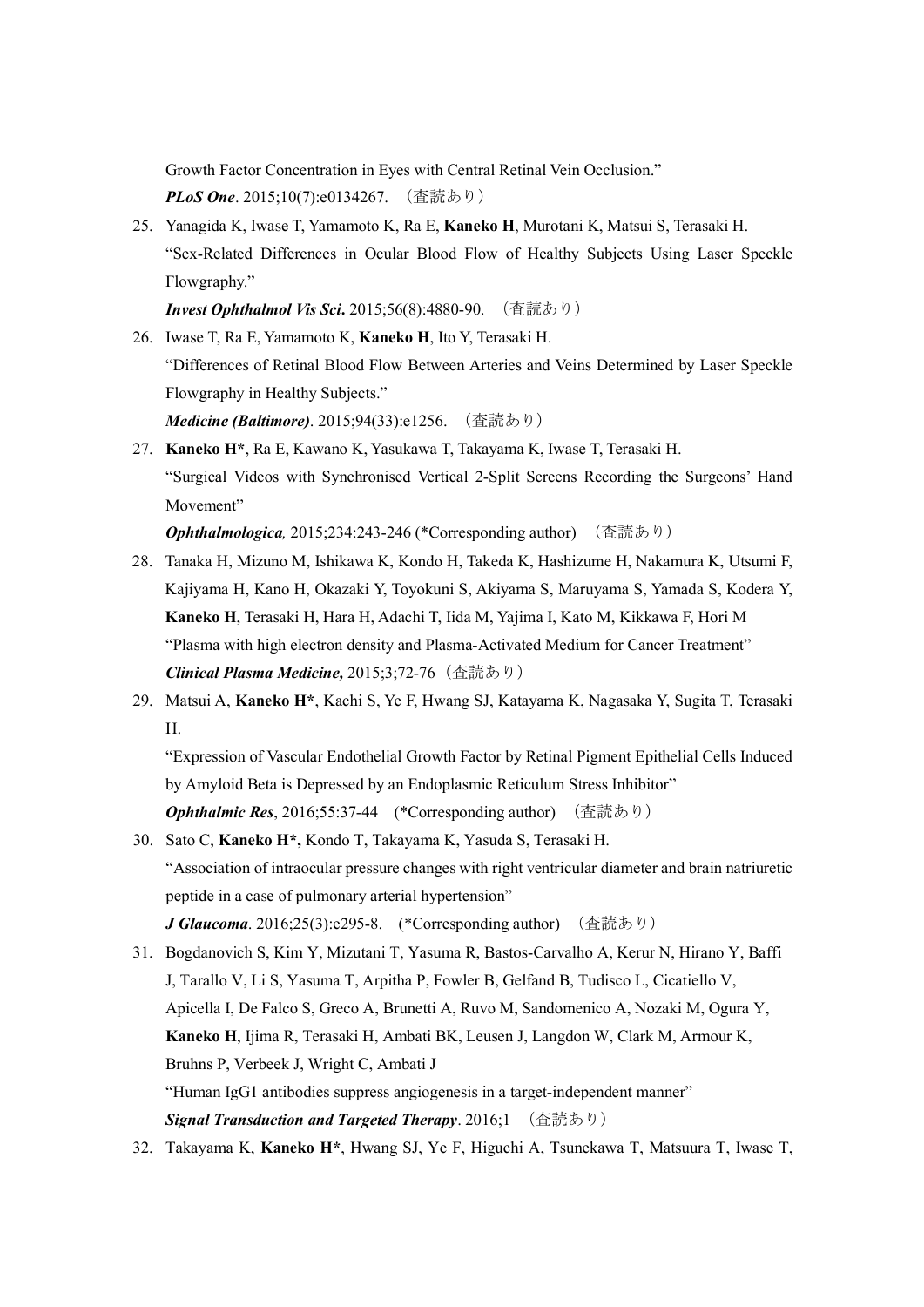Growth Factor Concentration in Eyes with Central Retinal Vein Occlusion."
***PLoS One***. 2015;10(7):e0134267. （査読あり）

25. Yanagida K, Iwase T, Yamamoto K, Ra E, **Kaneko H**, Murotani K, Matsui S, Terasaki H.
"Sex-Related Differences in Ocular Blood Flow of Healthy Subjects Using Laser Speckle Flowgraphy."
***Invest Ophthalmol Vis Sci***. 2015;56(8):4880-90. （査読あり）

26. Iwase T, Ra E, Yamamoto K, **Kaneko H**, Ito Y, Terasaki H.
"Differences of Retinal Blood Flow Between Arteries and Veins Determined by Laser Speckle Flowgraphy in Healthy Subjects."
***Medicine (Baltimore)***. 2015;94(33):e1256. （査読あり）

27. **Kaneko H***, Ra E, Kawano K, Yasukawa T, Takayama K, Iwase T, Terasaki H.
"Surgical Videos with Synchronised Vertical 2-Split Screens Recording the Surgeons' Hand Movement"
***Ophthalmologica,*** 2015;234:243-246 (*Corresponding author) （査読あり）

28. Tanaka H, Mizuno M, Ishikawa K, Kondo H, Takeda K, Hashizume H, Nakamura K, Utsumi F, Kajiyama H, Kano H, Okazaki Y, Toyokuni S, Akiyama S, Maruyama S, Yamada S, Kodera Y, **Kaneko H**, Terasaki H, Hara H, Adachi T, Iida M, Yajima I, Kato M, Kikkawa F, Hori M
"Plasma with high electron density and Plasma-Activated Medium for Cancer Treatment"
***Clinical Plasma Medicine,*** 2015;3;72-76（査読あり）

29. Matsui A, **Kaneko H***, Kachi S, Ye F, Hwang SJ, Katayama K, Nagasaka Y, Sugita T, Terasaki H.
"Expression of Vascular Endothelial Growth Factor by Retinal Pigment Epithelial Cells Induced by Amyloid Beta is Depressed by an Endoplasmic Reticulum Stress Inhibitor"
***Ophthalmic Res***, 2016;55:37-44 (*Corresponding author) （査読あり）

30. Sato C, **Kaneko H*,** Kondo T, Takayama K, Yasuda S, Terasaki H.
"Association of intraocular pressure changes with right ventricular diameter and brain natriuretic peptide in a case of pulmonary arterial hypertension"
***J Glaucoma***. 2016;25(3):e295-8. (*Corresponding author) （査読あり）

31. Bogdanovich S, Kim Y, Mizutani T, Yasuma R, Bastos-Carvalho A, Kerur N, Hirano Y, Baffi J, Tarallo V, Li S, Yasuma T, Arpitha P, Fowler B, Gelfand B, Tudisco L, Cicatiello V, Apicella I, De Falco S, Greco A, Brunetti A, Ruvo M, Sandomenico A, Nozaki M, Ogura Y, **Kaneko H**, Ijima R, Terasaki H, Ambati BK, Leusen J, Langdon W, Clark M, Armour K, Bruhns P, Verbeek J, Wright C, Ambati J
"Human IgG1 antibodies suppress angiogenesis in a target-independent manner"
***Signal Transduction and Targeted Therapy***. 2016;1 （査読あり）

32. Takayama K, **Kaneko H***, Hwang SJ, Ye F, Higuchi A, Tsunekawa T, Matsuura T, Iwase T,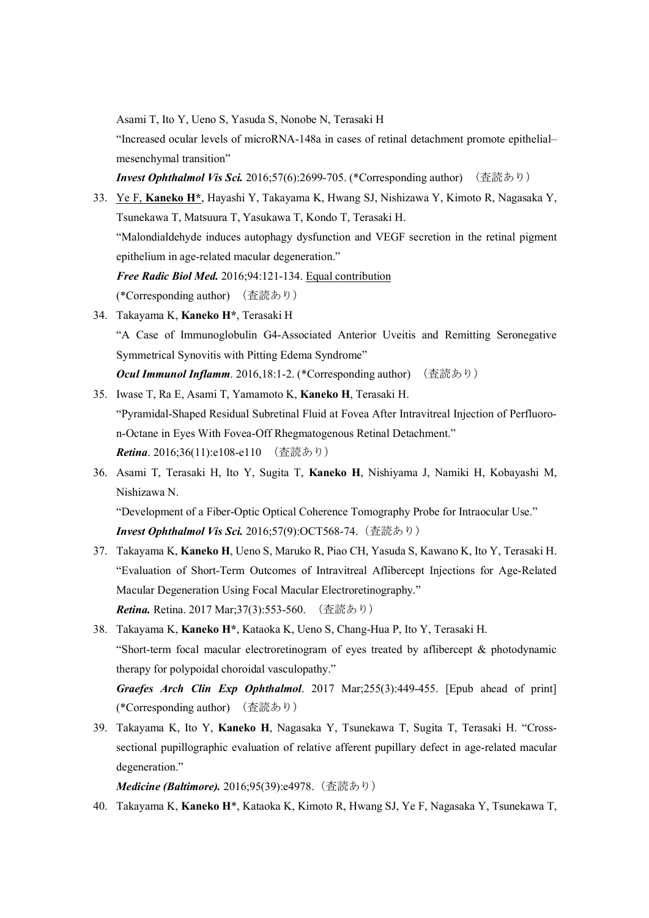Asami T, Ito Y, Ueno S, Yasuda S, Nonobe N, Terasaki H

"Increased ocular levels of microRNA-148a in cases of retinal detachment promote epithelial–mesenchymal transition"

***Invest Ophthalmol Vis Sci.*** 2016;57(6):2699-705. (*Corresponding author) （査読あり）

33. Ye F, **Kaneko H***, Hayashi Y, Takayama K, Hwang SJ, Nishizawa Y, Kimoto R, Nagasaka Y, Tsunekawa T, Matsuura T, Yasukawa T, Kondo T, Terasaki H.

    "Malondialdehyde induces autophagy dysfunction and VEGF secretion in the retinal pigment epithelium in age-related macular degeneration."

    ***Free Radic Biol Med.*** 2016;94:121-134. Equal contribution

    (*Corresponding author) （査読あり）

34. Takayama K, **Kaneko H***, Terasaki H

    "A Case of Immunoglobulin G4-Associated Anterior Uveitis and Remitting Seronegative Symmetrical Synovitis with Pitting Edema Syndrome"

    ***Ocul Immunol Inflamm***. 2016,18:1-2. (*Corresponding author) （査読あり）

35. Iwase T, Ra E, Asami T, Yamamoto K, **Kaneko H**, Terasaki H.

    "Pyramidal-Shaped Residual Subretinal Fluid at Fovea After Intravitreal Injection of Perfluoro-n-Octane in Eyes With Fovea-Off Rhegmatogenous Retinal Detachment."

    ***Retina***. 2016;36(11):e108-e110 （査読あり）

36. Asami T, Terasaki H, Ito Y, Sugita T, **Kaneko H**, Nishiyama J, Namiki H, Kobayashi M, Nishizawa N.

    "Development of a Fiber-Optic Optical Coherence Tomography Probe for Intraocular Use."

    ***Invest Ophthalmol Vis Sci.*** 2016;57(9):OCT568-74.（査読あり）

37. Takayama K, **Kaneko H**, Ueno S, Maruko R, Piao CH, Yasuda S, Kawano K, Ito Y, Terasaki H.

    "Evaluation of Short-Term Outcomes of Intravitreal Aflibercept Injections for Age-Related Macular Degeneration Using Focal Macular Electroretinography."

    ***Retina.*** Retina. 2017 Mar;37(3):553-560. （査読あり）

38. Takayama K, **Kaneko H***, Kataoka K, Ueno S, Chang-Hua P, Ito Y, Terasaki H.

    "Short-term focal macular electroretinogram of eyes treated by aflibercept & photodynamic therapy for polypoidal choroidal vasculopathy."

    ***Graefes Arch Clin Exp Ophthalmol***. 2017 Mar;255(3):449-455. [Epub ahead of print] (*Corresponding author) （査読あり）

39. Takayama K, Ito Y, **Kaneko H**, Nagasaka Y, Tsunekawa T, Sugita T, Terasaki H. "Cross-sectional pupillographic evaluation of relative afferent pupillary defect in age-related macular degeneration."

    ***Medicine (Baltimore).*** 2016;95(39):e4978.（査読あり）

40. Takayama K, **Kaneko H***, Kataoka K, Kimoto R, Hwang SJ, Ye F, Nagasaka Y, Tsunekawa T,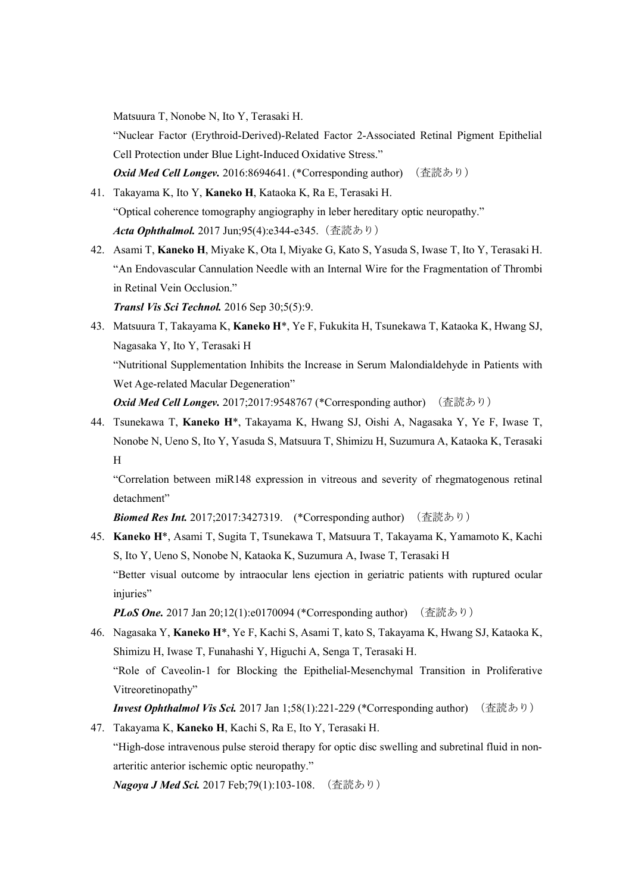Matsuura T, Nonobe N, Ito Y, Terasaki H.

"Nuclear Factor (Erythroid-Derived)-Related Factor 2-Associated Retinal Pigment Epithelial Cell Protection under Blue Light-Induced Oxidative Stress."

***Oxid Med Cell Longev.*** 2016:8694641. (*Corresponding author) （査読あり）

41. Takayama K, Ito Y, **Kaneko H**, Kataoka K, Ra E, Terasaki H.

    "Optical coherence tomography angiography in leber hereditary optic neuropathy."

    ***Acta Ophthalmol.*** 2017 Jun;95(4):e344-e345.（査読あり）

42. Asami T, **Kaneko H**, Miyake K, Ota I, Miyake G, Kato S, Yasuda S, Iwase T, Ito Y, Terasaki H.

    "An Endovascular Cannulation Needle with an Internal Wire for the Fragmentation of Thrombi in Retinal Vein Occlusion."

    ***Transl Vis Sci Technol.*** 2016 Sep 30;5(5):9.

43. Matsuura T, Takayama K, **Kaneko H***, Ye F, Fukukita H, Tsunekawa T, Kataoka K, Hwang SJ, Nagasaka Y, Ito Y, Terasaki H

    "Nutritional Supplementation Inhibits the Increase in Serum Malondialdehyde in Patients with Wet Age-related Macular Degeneration"

    ***Oxid Med Cell Longev.*** 2017;2017:9548767 (*Corresponding author) （査読あり）

44. Tsunekawa T, **Kaneko H***, Takayama K, Hwang SJ, Oishi A, Nagasaka Y, Ye F, Iwase T, Nonobe N, Ueno S, Ito Y, Yasuda S, Matsuura T, Shimizu H, Suzumura A, Kataoka K, Terasaki H

    "Correlation between miR148 expression in vitreous and severity of rhegmatogenous retinal detachment"

    ***Biomed Res Int.*** 2017;2017:3427319. (*Corresponding author) （査読あり）

45. **Kaneko H***, Asami T, Sugita T, Tsunekawa T, Matsuura T, Takayama K, Yamamoto K, Kachi S, Ito Y, Ueno S, Nonobe N, Kataoka K, Suzumura A, Iwase T, Terasaki H

    "Better visual outcome by intraocular lens ejection in geriatric patients with ruptured ocular injuries"

    ***PLoS One.*** 2017 Jan 20;12(1):e0170094 (*Corresponding author) （査読あり）

46. Nagasaka Y, **Kaneko H***, Ye F, Kachi S, Asami T, kato S, Takayama K, Hwang SJ, Kataoka K, Shimizu H, Iwase T, Funahashi Y, Higuchi A, Senga T, Terasaki H.

    "Role of Caveolin-1 for Blocking the Epithelial-Mesenchymal Transition in Proliferative Vitreoretinopathy"

    ***Invest Ophthalmol Vis Sci.*** 2017 Jan 1;58(1):221-229 (*Corresponding author) （査読あり）

47. Takayama K, **Kaneko H**, Kachi S, Ra E, Ito Y, Terasaki H.

    "High-dose intravenous pulse steroid therapy for optic disc swelling and subretinal fluid in non-arteritic anterior ischemic optic neuropathy."

    ***Nagoya J Med Sci.*** 2017 Feb;79(1):103-108. （査読あり）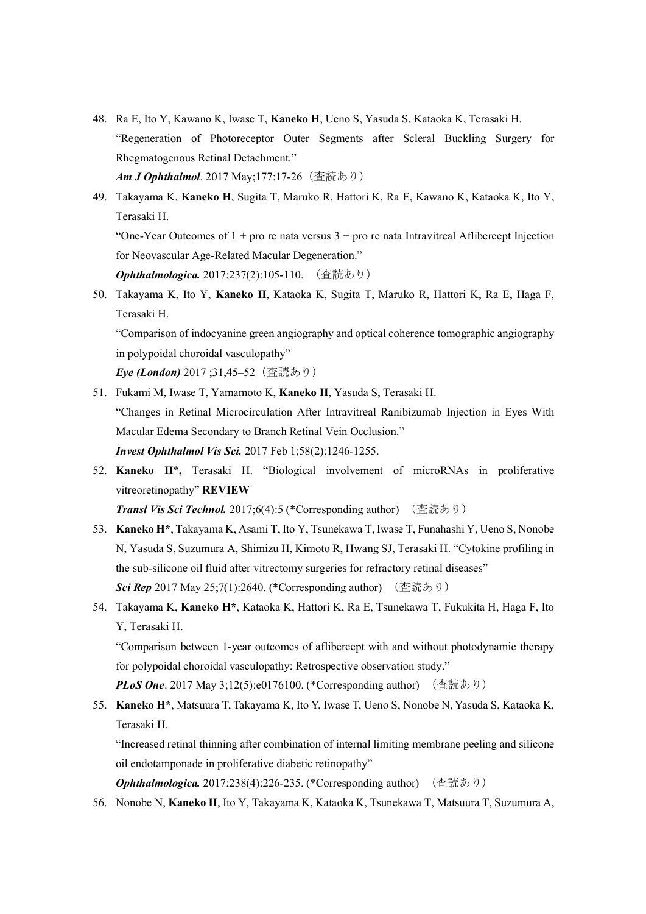48. Ra E, Ito Y, Kawano K, Iwase T, **Kaneko H**, Ueno S, Yasuda S, Kataoka K, Terasaki H. "Regeneration of Photoreceptor Outer Segments after Scleral Buckling Surgery for Rhegmatogenous Retinal Detachment."
    ***Am J Ophthalmol***. 2017 May;177:17-26（査読あり）

49. Takayama K, **Kaneko H**, Sugita T, Maruko R, Hattori K, Ra E, Kawano K, Kataoka K, Ito Y, Terasaki H.
    "One-Year Outcomes of 1 + pro re nata versus 3 + pro re nata Intravitreal Aflibercept Injection for Neovascular Age-Related Macular Degeneration."
    ***Ophthalmologica.*** 2017;237(2):105-110. （査読あり）

50. Takayama K, Ito Y, **Kaneko H**, Kataoka K, Sugita T, Maruko R, Hattori K, Ra E, Haga F, Terasaki H.
    "Comparison of indocyanine green angiography and optical coherence tomographic angiography in polypoidal choroidal vasculopathy"
    ***Eye (London)*** 2017 ;31,45–52（査読あり）

51. Fukami M, Iwase T, Yamamoto K, **Kaneko H**, Yasuda S, Terasaki H.
    "Changes in Retinal Microcirculation After Intravitreal Ranibizumab Injection in Eyes With Macular Edema Secondary to Branch Retinal Vein Occlusion."
    ***Invest Ophthalmol Vis Sci.*** 2017 Feb 1;58(2):1246-1255.

52. **Kaneko H*,** Terasaki H. "Biological involvement of microRNAs in proliferative vitreoretinopathy" **REVIEW**
    ***Transl Vis Sci Technol.*** 2017;6(4):5 (*Corresponding author) （査読あり）

53. **Kaneko H***, Takayama K, Asami T, Ito Y, Tsunekawa T, Iwase T, Funahashi Y, Ueno S, Nonobe N, Yasuda S, Suzumura A, Shimizu H, Kimoto R, Hwang SJ, Terasaki H. "Cytokine profiling in the sub-silicone oil fluid after vitrectomy surgeries for refractory retinal diseases"
    ***Sci Rep*** 2017 May 25;7(1):2640. (*Corresponding author) （査読あり）

54. Takayama K, **Kaneko H***, Kataoka K, Hattori K, Ra E, Tsunekawa T, Fukukita H, Haga F, Ito Y, Terasaki H.
    "Comparison between 1-year outcomes of aflibercept with and without photodynamic therapy for polypoidal choroidal vasculopathy: Retrospective observation study."
    ***PLoS One***. 2017 May 3;12(5):e0176100. (*Corresponding author) （査読あり）

55. **Kaneko H***, Matsuura T, Takayama K, Ito Y, Iwase T, Ueno S, Nonobe N, Yasuda S, Kataoka K, Terasaki H.
    "Increased retinal thinning after combination of internal limiting membrane peeling and silicone oil endotamponade in proliferative diabetic retinopathy"
    ***Ophthalmologica.*** 2017;238(4):226-235. (*Corresponding author) （査読あり）

56. Nonobe N, **Kaneko H**, Ito Y, Takayama K, Kataoka K, Tsunekawa T, Matsuura T, Suzumura A,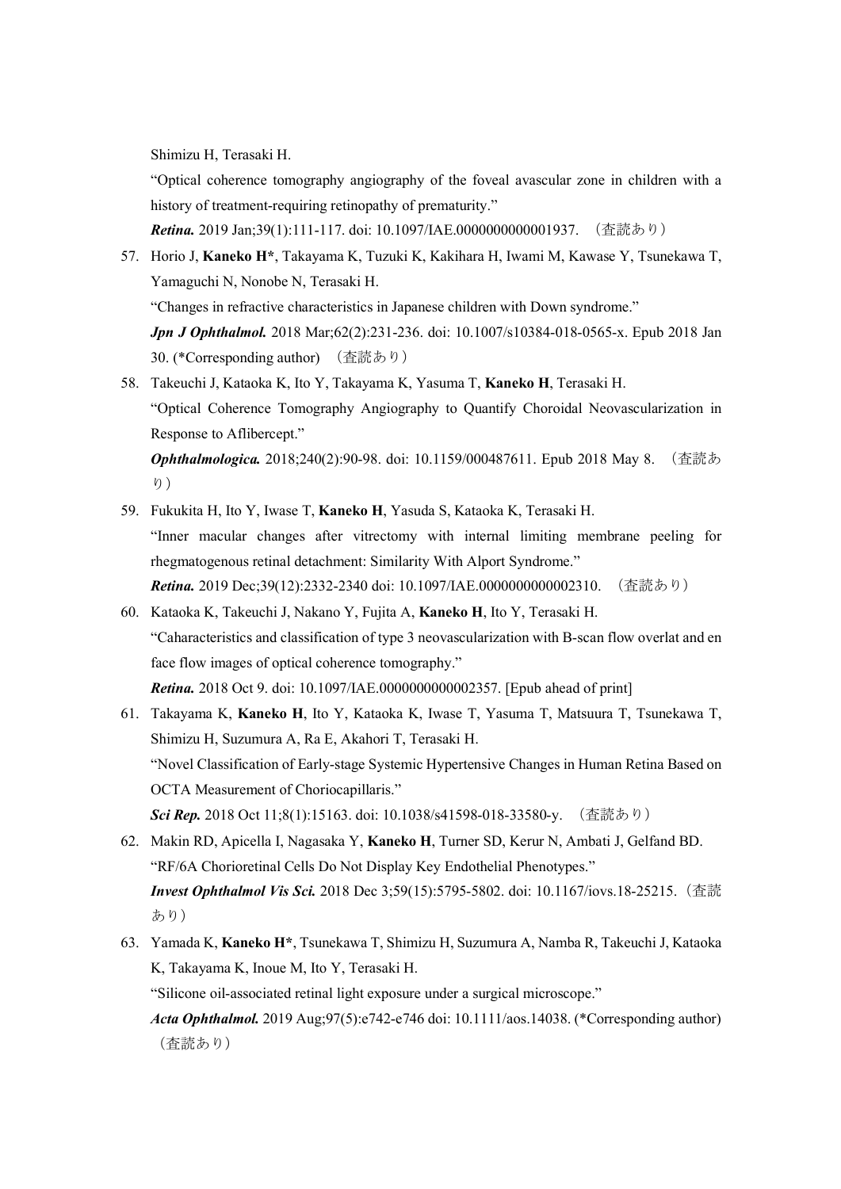Shimizu H, Terasaki H.

"Optical coherence tomography angiography of the foveal avascular zone in children with a history of treatment-requiring retinopathy of prematurity."

***Retina.*** 2019 Jan;39(1):111-117. doi: 10.1097/IAE.0000000000001937. （査読あり）

57. Horio J, **Kaneko H***, Takayama K, Tuzuki K, Kakihara H, Iwami M, Kawase Y, Tsunekawa T, Yamaguchi N, Nonobe N, Terasaki H.

    "Changes in refractive characteristics in Japanese children with Down syndrome."

    ***Jpn J Ophthalmol.*** 2018 Mar;62(2):231-236. doi: 10.1007/s10384-018-0565-x. Epub 2018 Jan 30. (*Corresponding author) （査読あり）

58. Takeuchi J, Kataoka K, Ito Y, Takayama K, Yasuma T, **Kaneko H**, Terasaki H.

    "Optical Coherence Tomography Angiography to Quantify Choroidal Neovascularization in Response to Aflibercept."

    ***Ophthalmologica.*** 2018;240(2):90-98. doi: 10.1159/000487611. Epub 2018 May 8. （査読あり）

59. Fukukita H, Ito Y, Iwase T, **Kaneko H**, Yasuda S, Kataoka K, Terasaki H.

    "Inner macular changes after vitrectomy with internal limiting membrane peeling for rhegmatogenous retinal detachment: Similarity With Alport Syndrome."

    ***Retina.*** 2019 Dec;39(12):2332-2340 doi: 10.1097/IAE.0000000000002310. （査読あり）

60. Kataoka K, Takeuchi J, Nakano Y, Fujita A, **Kaneko H**, Ito Y, Terasaki H.

    "Caharacteristics and classification of type 3 neovascularization with B-scan flow overlat and en face flow images of optical coherence tomography."

    ***Retina.*** 2018 Oct 9. doi: 10.1097/IAE.0000000000002357. [Epub ahead of print]

61. Takayama K, **Kaneko H**, Ito Y, Kataoka K, Iwase T, Yasuma T, Matsuura T, Tsunekawa T, Shimizu H, Suzumura A, Ra E, Akahori T, Terasaki H.

    "Novel Classification of Early-stage Systemic Hypertensive Changes in Human Retina Based on OCTA Measurement of Choriocapillaris."

    ***Sci Rep.*** 2018 Oct 11;8(1):15163. doi: 10.1038/s41598-018-33580-y. （査読あり）

62. Makin RD, Apicella I, Nagasaka Y, **Kaneko H**, Turner SD, Kerur N, Ambati J, Gelfand BD.

    "RF/6A Chorioretinal Cells Do Not Display Key Endothelial Phenotypes."

    ***Invest Ophthalmol Vis Sci.*** 2018 Dec 3;59(15):5795-5802. doi: 10.1167/iovs.18-25215.（査読あり）

63. Yamada K, **Kaneko H***, Tsunekawa T, Shimizu H, Suzumura A, Namba R, Takeuchi J, Kataoka K, Takayama K, Inoue M, Ito Y, Terasaki H.

    "Silicone oil-associated retinal light exposure under a surgical microscope."

    ***Acta Ophthalmol.*** 2019 Aug;97(5):e742-e746 doi: 10.1111/aos.14038. (*Corresponding author) （査読あり）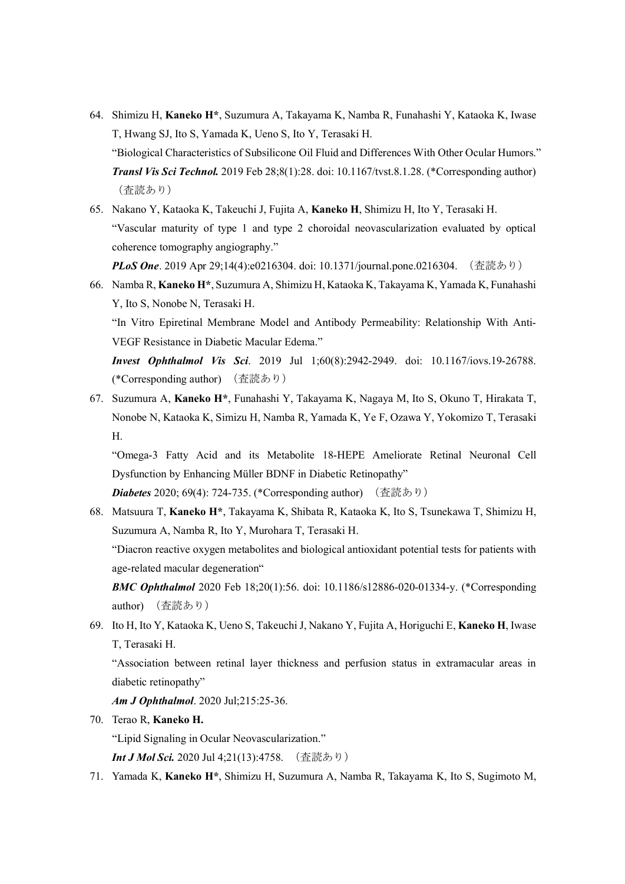64. Shimizu H, **Kaneko H***, Suzumura A, Takayama K, Namba R, Funahashi Y, Kataoka K, Iwase T, Hwang SJ, Ito S, Yamada K, Ueno S, Ito Y, Terasaki H.
"Biological Characteristics of Subsilicone Oil Fluid and Differences With Other Ocular Humors."
***Transl Vis Sci Technol.*** 2019 Feb 28;8(1):28. doi: 10.1167/tvst.8.1.28. (*Corresponding author)（査読あり）

65. Nakano Y, Kataoka K, Takeuchi J, Fujita A, **Kaneko H**, Shimizu H, Ito Y, Terasaki H.
"Vascular maturity of type 1 and type 2 choroidal neovascularization evaluated by optical coherence tomography angiography."
***PLoS One***. 2019 Apr 29;14(4):e0216304. doi: 10.1371/journal.pone.0216304. （査読あり）

66. Namba R, **Kaneko H***, Suzumura A, Shimizu H, Kataoka K, Takayama K, Yamada K, Funahashi Y, Ito S, Nonobe N, Terasaki H.
"In Vitro Epiretinal Membrane Model and Antibody Permeability: Relationship With Anti-VEGF Resistance in Diabetic Macular Edema."
***Invest Ophthalmol Vis Sci***. 2019 Jul 1;60(8):2942-2949. doi: 10.1167/iovs.19-26788. (*Corresponding author) （査読あり）

67. Suzumura A, **Kaneko H***, Funahashi Y, Takayama K, Nagaya M, Ito S, Okuno T, Hirakata T, Nonobe N, Kataoka K, Simizu H, Namba R, Yamada K, Ye F, Ozawa Y, Yokomizo T, Terasaki H.
"Omega-3 Fatty Acid and its Metabolite 18-HEPE Ameliorate Retinal Neuronal Cell Dysfunction by Enhancing Müller BDNF in Diabetic Retinopathy"
***Diabetes*** 2020; 69(4): 724-735. (*Corresponding author) （査読あり）

68. Matsuura T, **Kaneko H***, Takayama K, Shibata R, Kataoka K, Ito S, Tsunekawa T, Shimizu H, Suzumura A, Namba R, Ito Y, Murohara T, Terasaki H.
"Diacron reactive oxygen metabolites and biological antioxidant potential tests for patients with age-related macular degeneration"
***BMC Ophthalmol*** 2020 Feb 18;20(1):56. doi: 10.1186/s12886-020-01334-y. (*Corresponding author) （査読あり）

69. Ito H, Ito Y, Kataoka K, Ueno S, Takeuchi J, Nakano Y, Fujita A, Horiguchi E, **Kaneko H**, Iwase T, Terasaki H.
"Association between retinal layer thickness and perfusion status in extramacular areas in diabetic retinopathy"
***Am J Ophthalmol***. 2020 Jul;215:25-36.

70. Terao R, **Kaneko H.**
"Lipid Signaling in Ocular Neovascularization."
***Int J Mol Sci.*** 2020 Jul 4;21(13):4758. （査読あり）

71. Yamada K, **Kaneko H***, Shimizu H, Suzumura A, Namba R, Takayama K, Ito S, Sugimoto M,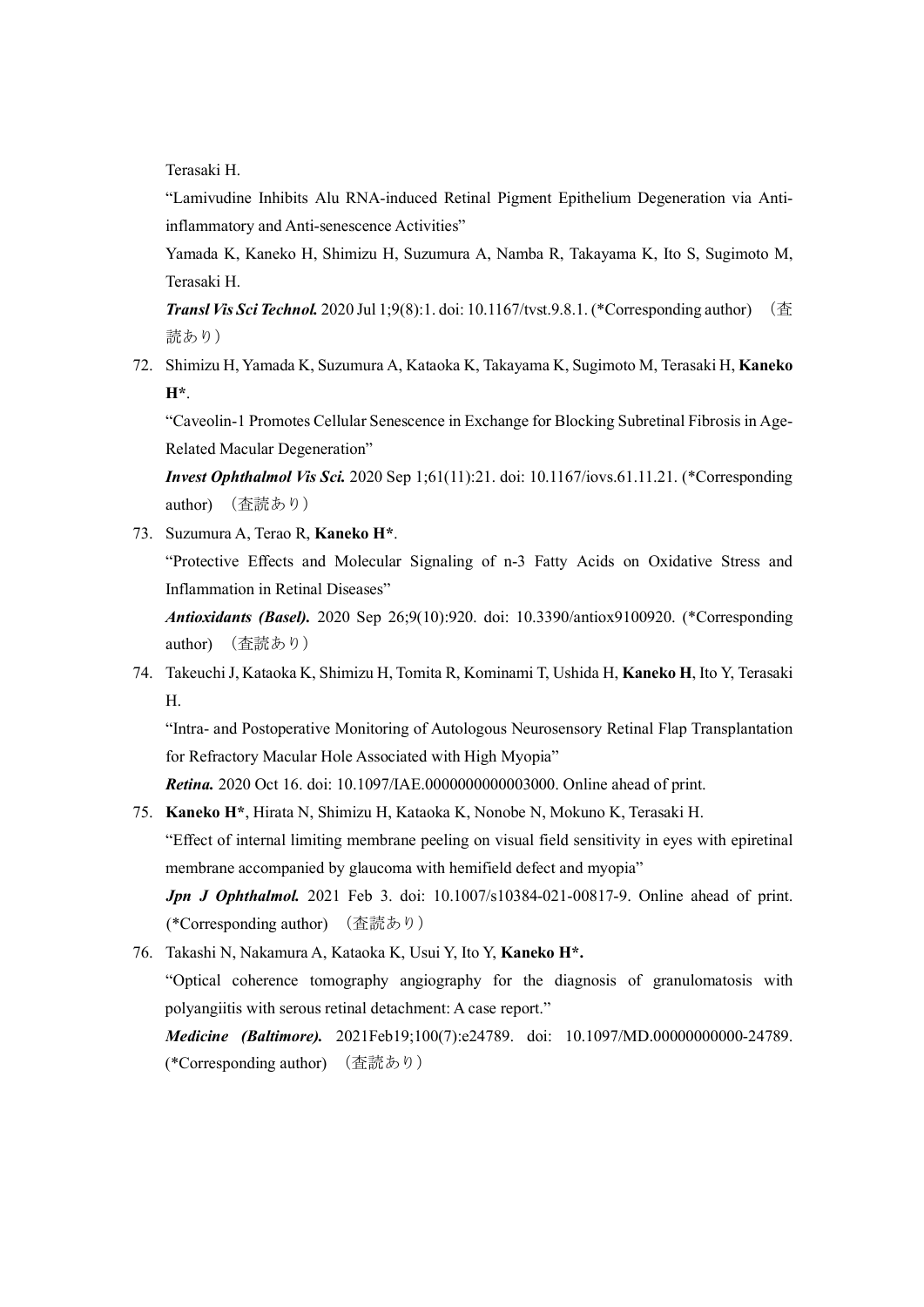Terasaki H.

"Lamivudine Inhibits Alu RNA-induced Retinal Pigment Epithelium Degeneration via Anti-inflammatory and Anti-senescence Activities"

Yamada K, Kaneko H, Shimizu H, Suzumura A, Namba R, Takayama K, Ito S, Sugimoto M, Terasaki H.

***Transl Vis Sci Technol.*** 2020 Jul 1;9(8):1. doi: 10.1167/tvst.9.8.1. (*Corresponding author) （査読あり）

72. Shimizu H, Yamada K, Suzumura A, Kataoka K, Takayama K, Sugimoto M, Terasaki H, **Kaneko H***.

    "Caveolin-1 Promotes Cellular Senescence in Exchange for Blocking Subretinal Fibrosis in Age-Related Macular Degeneration"

    ***Invest Ophthalmol Vis Sci.*** 2020 Sep 1;61(11):21. doi: 10.1167/iovs.61.11.21. (*Corresponding author) （査読あり）

73. Suzumura A, Terao R, **Kaneko H***.

    "Protective Effects and Molecular Signaling of n-3 Fatty Acids on Oxidative Stress and Inflammation in Retinal Diseases"

    ***Antioxidants (Basel).*** 2020 Sep 26;9(10):920. doi: 10.3390/antiox9100920. (*Corresponding author) （査読あり）

74. Takeuchi J, Kataoka K, Shimizu H, Tomita R, Kominami T, Ushida H, **Kaneko H**, Ito Y, Terasaki H.

    "Intra- and Postoperative Monitoring of Autologous Neurosensory Retinal Flap Transplantation for Refractory Macular Hole Associated with High Myopia"

    ***Retina.*** 2020 Oct 16. doi: 10.1097/IAE.0000000000003000. Online ahead of print.

75. **Kaneko H***, Hirata N, Shimizu H, Kataoka K, Nonobe N, Mokuno K, Terasaki H.

    "Effect of internal limiting membrane peeling on visual field sensitivity in eyes with epiretinal membrane accompanied by glaucoma with hemifield defect and myopia"

    ***Jpn J Ophthalmol.*** 2021 Feb 3. doi: 10.1007/s10384-021-00817-9. Online ahead of print. (*Corresponding author) （査読あり）

76. Takashi N, Nakamura A, Kataoka K, Usui Y, Ito Y, **Kaneko H*.**

    "Optical coherence tomography angiography for the diagnosis of granulomatosis with polyangiitis with serous retinal detachment: A case report."

    ***Medicine (Baltimore).*** 2021Feb19;100(7):e24789. doi: 10.1097/MD.00000000000-24789. (*Corresponding author) （査読あり）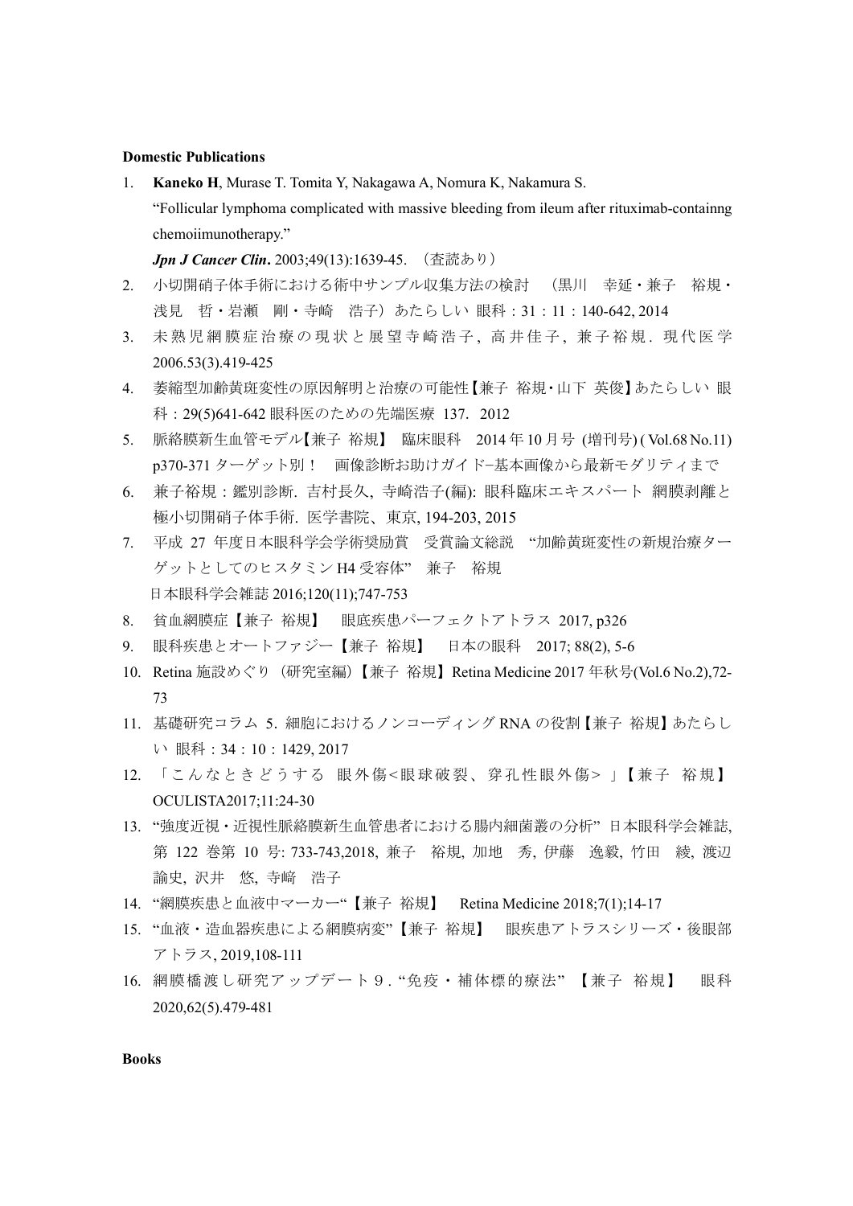**Domestic Publications**

1. **Kaneko H**, Murase T. Tomita Y, Nakagawa A, Nomura K, Nakamura S.
   "Follicular lymphoma complicated with massive bleeding from ileum after rituximab-containng chemoiimunotherapy."
   ***Jpn J Cancer Clin*.** 2003;49(13):1639-45. （査読あり）
2. 小切開硝子体手術における術中サンプル収集方法の検討　（黒川　幸延・兼子　裕規・浅見　哲・岩瀬　剛・寺崎　浩子）あたらしい 眼科：31：11：140-642, 2014
3. 未熟児網膜症治療の現状と展望寺崎浩子, 高井佳子, 兼子裕規. 現代医学 2006.53(3).419-425
4. 萎縮型加齢黄斑変性の原因解明と治療の可能性【兼子 裕規･山下 英俊】あたらしい 眼科：29(5)641-642 眼科医のための先端医療 137.  2012
5. 脈絡膜新生血管モデル【兼子 裕規】 臨床眼科　2014 年 10 月号 (増刊号) ( Vol.68 No.11) p370-371 ターゲット別！　画像診断お助けガイド−基本画像から最新モダリティまで
6. 兼子裕規：鑑別診断. 吉村長久, 寺崎浩子(編): 眼科臨床エキスパート 網膜剥離と極小切開硝子体手術. 医学書院、東京, 194-203, 2015
7. 平成 27 年度日本眼科学会学術奨励賞　受賞論文総説　"加齢黄斑変性の新規治療ターゲットとしてのヒスタミン H4 受容体"　兼子　裕規
   日本眼科学会雑誌 2016;120(11);747-753
8. 貧血網膜症【兼子 裕規】　眼底疾患パーフェクトアトラス 2017, p326
9. 眼科疾患とオートファジー【兼子 裕規】　日本の眼科　2017; 88(2), 5-6
10. Retina 施設めぐり（研究室編）【兼子 裕規】Retina Medicine 2017 年秋号(Vol.6 No.2),72-73
11. 基礎研究コラム 5. 細胞におけるノンコーディング RNA の役割【兼子 裕規】あたらしい 眼科：34：10：1429, 2017
12. 「こんなときどうする　眼外傷<眼球破裂、穿孔性眼外傷>」【兼子　裕規】OCULISTA2017;11:24-30
13. "強度近視・近視性脈絡膜新生血管患者における腸内細菌叢の分析"  日本眼科学会雑誌, 第 122 巻第 10 号: 733-743,2018, 兼子　裕規, 加地　秀, 伊藤　逸毅, 竹田　綾, 渡辺　諭史, 沢井　悠, 寺崎　浩子
14. "網膜疾患と血液中マーカー"【兼子 裕規】　Retina Medicine 2018;7(1);14-17
15. "血液・造血器疾患による網膜病変"【兼子 裕規】　眼疾患アトラスシリーズ・後眼部アトラス, 2019,108-111
16. 網膜橋渡し研究アップデート９. "免疫・補体標的療法" 【兼子 裕規】　眼科 2020,62(5).479-481

**Books**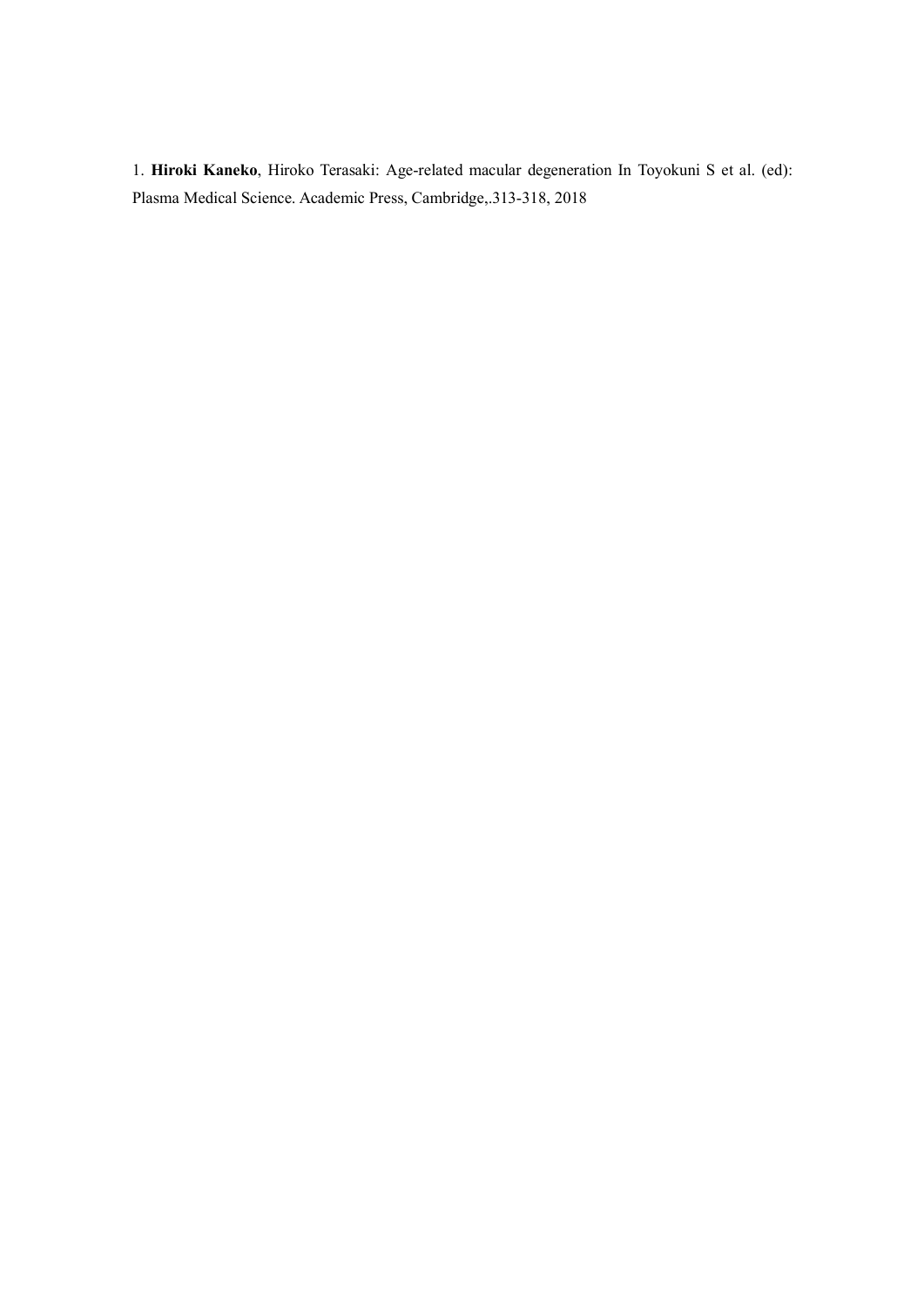1. **Hiroki Kaneko**, Hiroko Terasaki: Age-related macular degeneration In Toyokuni S et al. (ed): Plasma Medical Science. Academic Press, Cambridge,.313-318, 2018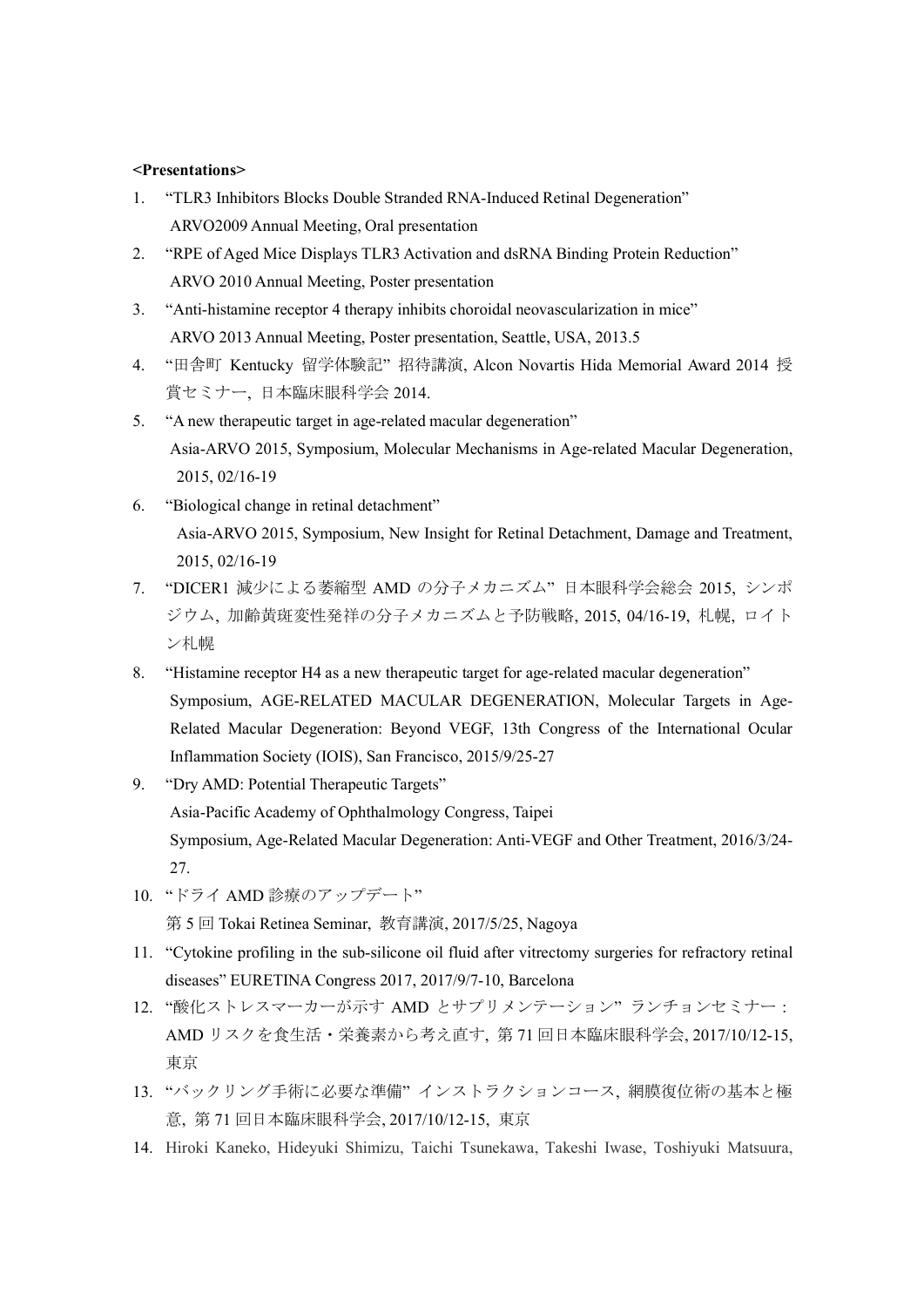**<Presentations>**

1. "TLR3 Inhibitors Blocks Double Stranded RNA-Induced Retinal Degeneration"
   ARVO2009 Annual Meeting, Oral presentation
2. "RPE of Aged Mice Displays TLR3 Activation and dsRNA Binding Protein Reduction"
   ARVO 2010 Annual Meeting, Poster presentation
3. "Anti-histamine receptor 4 therapy inhibits choroidal neovascularization in mice"
   ARVO 2013 Annual Meeting, Poster presentation, Seattle, USA, 2013.5
4. "田舎町 Kentucky 留学体験記" 招待講演, Alcon Novartis Hida Memorial Award 2014 授賞セミナー, 日本臨床眼科学会 2014.
5. "A new therapeutic target in age-related macular degeneration"
   Asia-ARVO 2015, Symposium, Molecular Mechanisms in Age-related Macular Degeneration, 2015, 02/16-19
6. "Biological change in retinal detachment"
   Asia-ARVO 2015, Symposium, New Insight for Retinal Detachment, Damage and Treatment, 2015, 02/16-19
7. "DICER1 減少による萎縮型 AMD の分子メカニズム" 日本眼科学会総会 2015, シンポジウム, 加齢黄斑変性発祥の分子メカニズムと予防戦略, 2015, 04/16-19, 札幌, ロイトン札幌
8. "Histamine receptor H4 as a new therapeutic target for age-related macular degeneration"
   Symposium, AGE-RELATED MACULAR DEGENERATION, Molecular Targets in Age-Related Macular Degeneration: Beyond VEGF, 13th Congress of the International Ocular Inflammation Society (IOIS), San Francisco, 2015/9/25-27
9. "Dry AMD: Potential Therapeutic Targets"
   Asia-Pacific Academy of Ophthalmology Congress, Taipei
   Symposium, Age-Related Macular Degeneration: Anti-VEGF and Other Treatment, 2016/3/24-27.
10. "ドライ AMD 診療のアップデート"
    第 5 回 Tokai Retinea Seminar, 教育講演, 2017/5/25, Nagoya
11. "Cytokine profiling in the sub-silicone oil fluid after vitrectomy surgeries for refractory retinal diseases" EURETINA Congress 2017, 2017/9/7-10, Barcelona
12. "酸化ストレスマーカーが示す AMD とサプリメンテーション" ランチョンセミナー：AMD リスクを食生活・栄養素から考え直す, 第 71 回日本臨床眼科学会, 2017/10/12-15, 東京
13. "バックリング手術に必要な準備" インストラクションコース, 網膜復位術の基本と極意, 第 71 回日本臨床眼科学会, 2017/10/12-15, 東京
14. Hiroki Kaneko, Hideyuki Shimizu, Taichi Tsunekawa, Takeshi Iwase, Toshiyuki Matsuura,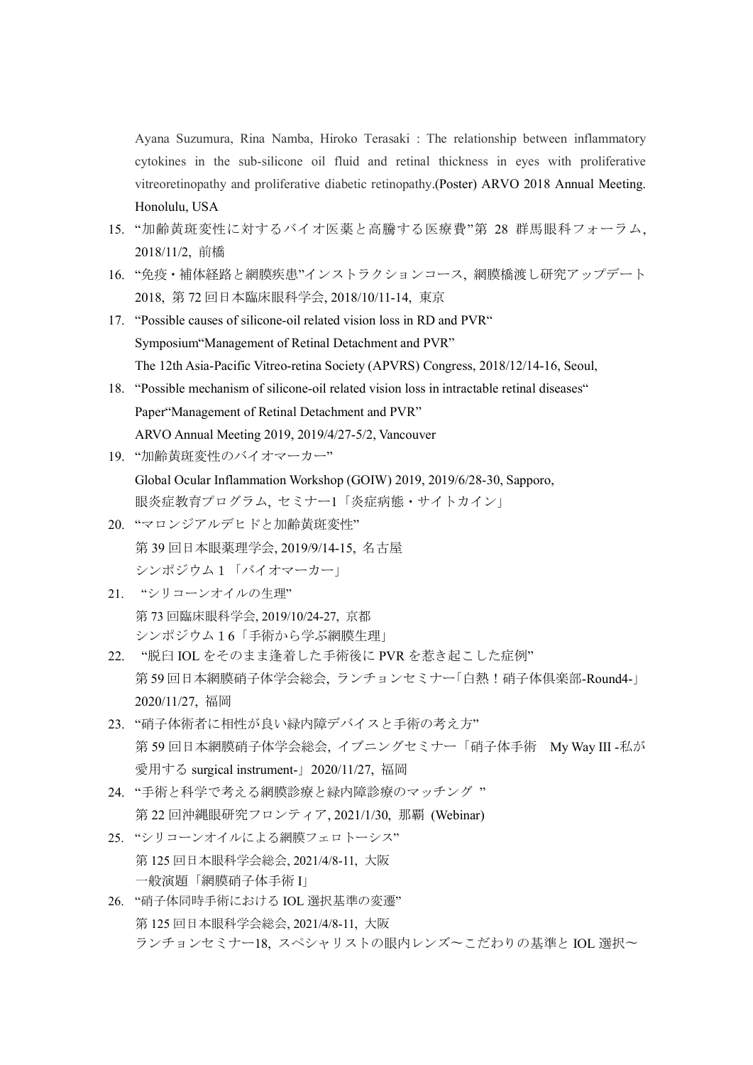Ayana Suzumura, Rina Namba, Hiroko Terasaki : The relationship between inflammatory cytokines in the sub-silicone oil fluid and retinal thickness in eyes with proliferative vitreoretinopathy and proliferative diabetic retinopathy.(Poster) ARVO 2018 Annual Meeting. Honolulu, USA

15. "加齢黄斑変性に対するバイオ医薬と高騰する医療費"第 28 群馬眼科フォーラム, 2018/11/2, 前橋
16. "免疫・補体経路と網膜疾患"インストラクションコース, 網膜橋渡し研究アップデート 2018, 第 72 回日本臨床眼科学会, 2018/10/11-14, 東京
17. "Possible causes of silicone-oil related vision loss in RD and PVR"
    Symposium"Management of Retinal Detachment and PVR"
    The 12th Asia-Pacific Vitreo-retina Society (APVRS) Congress, 2018/12/14-16, Seoul,
18. "Possible mechanism of silicone-oil related vision loss in intractable retinal diseases"
    Paper"Management of Retinal Detachment and PVR"
    ARVO Annual Meeting 2019, 2019/4/27-5/2, Vancouver
19. "加齢黄斑変性のバイオマーカー"
    Global Ocular Inflammation Workshop (GOIW) 2019, 2019/6/28-30, Sapporo,
    眼炎症教育プログラム, セミナー1「炎症病態・サイトカイン」
20. "マロンジアルデヒドと加齢黄斑変性"
    第 39 回日本眼薬理学会, 2019/9/14-15, 名古屋
    シンポジウム１「バイオマーカー」
21. "シリコーンオイルの生理"
    第 73 回臨床眼科学会, 2019/10/24-27, 京都
    シンポジウム１6「手術から学ぶ網膜生理」
22. "脱臼 IOL をそのまま逢着した手術後に PVR を惹き起こした症例"
    第 59 回日本網膜硝子体学会総会, ランチョンセミナー「白熱！硝子体倶楽部-Round4-」 2020/11/27, 福岡
23. "硝子体術者に相性が良い緑内障デバイスと手術の考え方"
    第 59 回日本網膜硝子体学会総会, イブニングセミナー「硝子体手術　My Way III -私が愛用する surgical instrument-」2020/11/27, 福岡
24. "手術と科学で考える網膜診療と緑内障診療のマッチング "
    第 22 回沖縄眼研究フロンティア, 2021/1/30, 那覇 (Webinar)
25. "シリコーンオイルによる網膜フェロトーシス"
    第 125 回日本眼科学会総会, 2021/4/8-11, 大阪
    一般演題「網膜硝子体手術 I」
26. "硝子体同時手術における IOL 選択基準の変遷"
    第 125 回日本眼科学会総会, 2021/4/8-11, 大阪
    ランチョンセミナー18, スペシャリストの眼内レンズ〜こだわりの基準と IOL 選択〜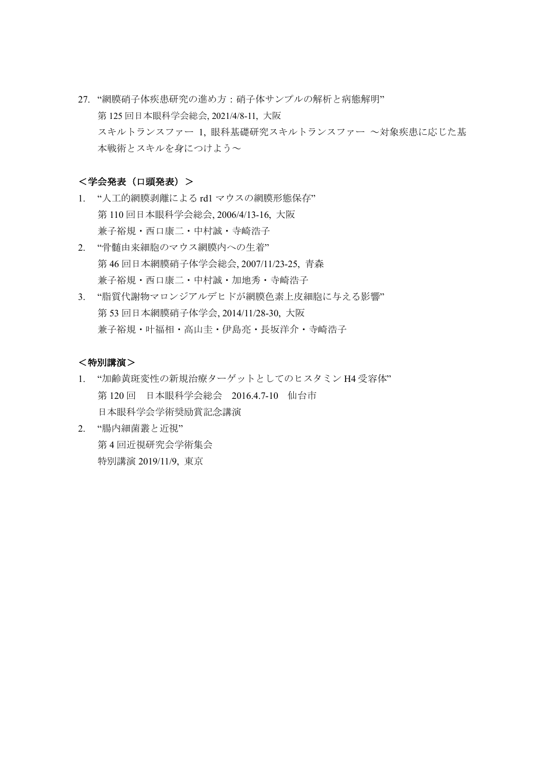27. “網膜硝子体疾患研究の進め方：硝子体サンプルの解析と病態解明”
    第 125 回日本眼科学会総会, 2021/4/8-11, 大阪
    スキルトランスファー 1, 眼科基礎研究スキルトランスファー 〜対象疾患に応じた基本戦術とスキルを身につけよう〜

## ＜学会発表（口頭発表）＞

1. “人工的網膜剥離による rd1 マウスの網膜形態保存”
   第 110 回日本眼科学会総会, 2006/4/13-16, 大阪
   兼子裕規・西口康二・中村誠・寺崎浩子
2. “骨髄由来細胞のマウス網膜内への生着”
   第 46 回日本網膜硝子体学会総会, 2007/11/23-25, 青森
   兼子裕規・西口康二・中村誠・加地秀・寺崎浩子
3. “脂質代謝物マロンジアルデヒドが網膜色素上皮細胞に与える影響”
   第 53 回日本網膜硝子体学会, 2014/11/28-30, 大阪
   兼子裕規・叶福相・高山圭・伊島亮・長坂洋介・寺崎浩子

## ＜特別講演＞

1. “加齢黄斑変性の新規治療ターゲットとしてのヒスタミン H4 受容体”
   第 120 回　日本眼科学会総会　2016.4.7-10　仙台市
   日本眼科学会学術奨励賞記念講演
2. “腸内細菌叢と近視”
   第 4 回近視研究会学術集会
   特別講演 2019/11/9, 東京